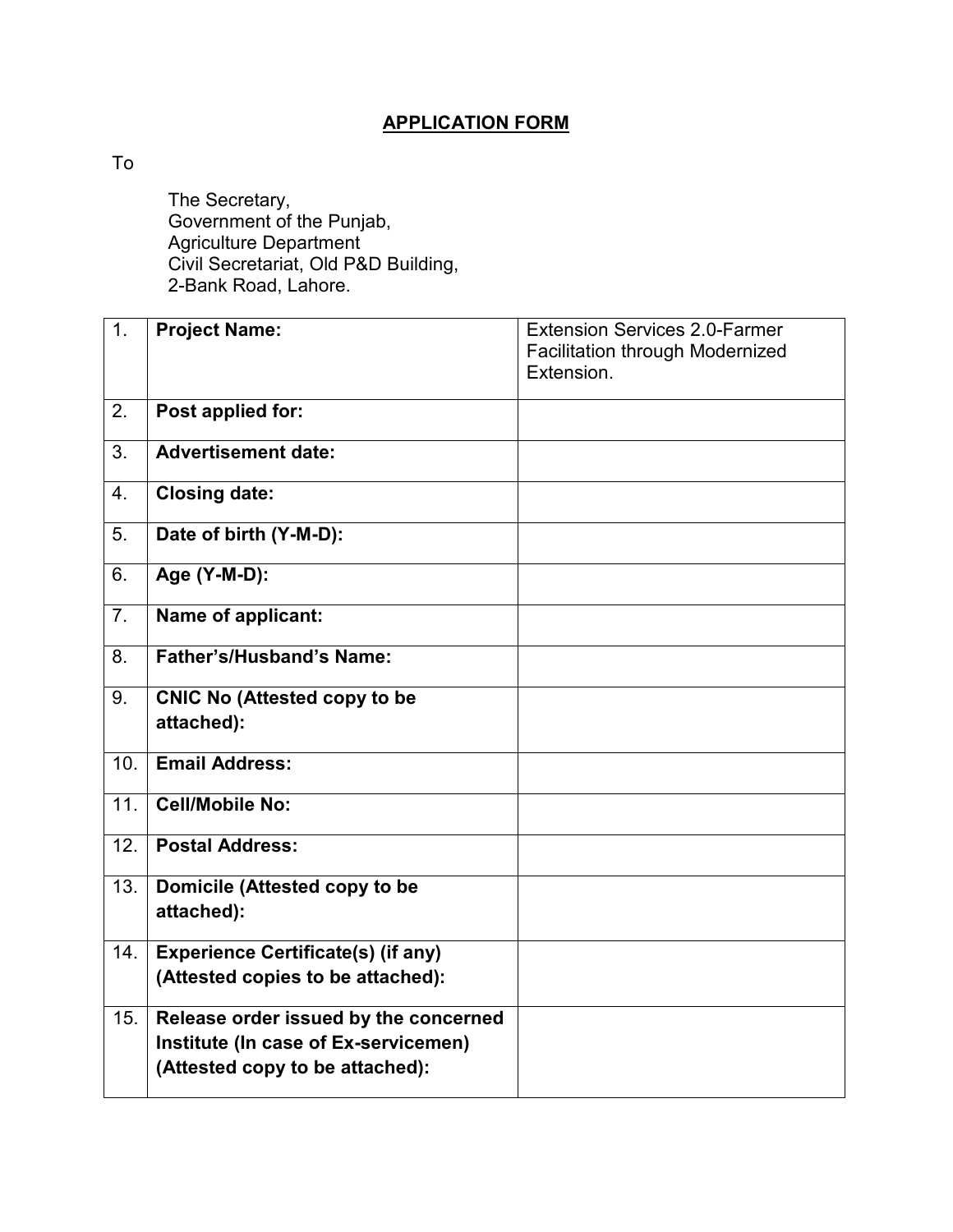## APPLICATION FORM

To

The Secretary,
Government of the Punjab,
Agriculture Department
Civil Secretariat, Old P&D Building,
2-Bank Road, Lahore.

| | | |
|---|---|---|
| 1. | **Project Name:** | Extension Services 2.0-Farmer Facilitation through Modernized Extension. |
| 2. | **Post applied for:** | |
| 3. | **Advertisement date:** | |
| 4. | **Closing date:** | |
| 5. | **Date of birth (Y-M-D):** | |
| 6. | **Age (Y-M-D):** | |
| 7. | **Name of applicant:** | |
| 8. | **Father's/Husband's Name:** | |
| 9. | **CNIC No (Attested copy to be attached):** | |
| 10. | **Email Address:** | |
| 11. | **Cell/Mobile No:** | |
| 12. | **Postal Address:** | |
| 13. | **Domicile (Attested copy to be attached):** | |
| 14. | **Experience Certificate(s) (if any) (Attested copies to be attached):** | |
| 15. | **Release order issued by the concerned Institute (In case of Ex-servicemen) (Attested copy to be attached):** | |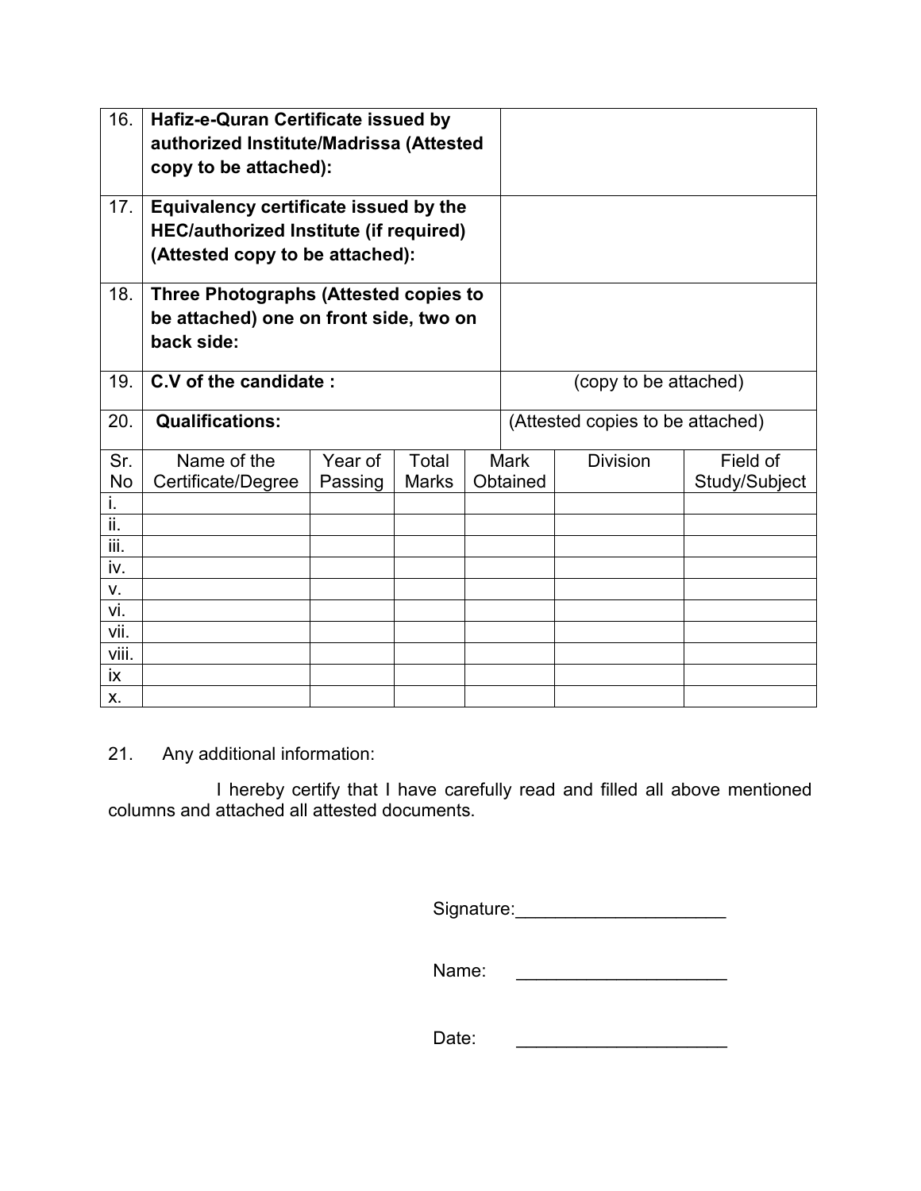| | | |
|---|---|---|
| 16. | **Hafiz-e-Quran Certificate issued by authorized Institute/Madrissa (Attested copy to be attached):** | |
| 17. | **Equivalency certificate issued by the HEC/authorized Institute (if required) (Attested copy to be attached):** | |
| 18. | **Three Photographs (Attested copies to be attached) one on front side, two on back side:** | |
| 19. | **C.V of the candidate :** | (copy to be attached) |
| 20. | **Qualifications:** | (Attested copies to be attached) |

| Sr. No | Name of the Certificate/Degree | Year of Passing | Total Marks | Mark Obtained | Division | Field of Study/Subject |
|---|---|---|---|---|---|---|
| i. | | | | | | |
| ii. | | | | | | |
| iii. | | | | | | |
| iv. | | | | | | |
| v. | | | | | | |
| vi. | | | | | | |
| vii. | | | | | | |
| viii. | | | | | | |
| ix | | | | | | |
| x. | | | | | | |

21. Any additional information:

I hereby certify that I have carefully read and filled all above mentioned columns and attached all attested documents.

Signature:_____________________

Name: _____________________

Date: _____________________